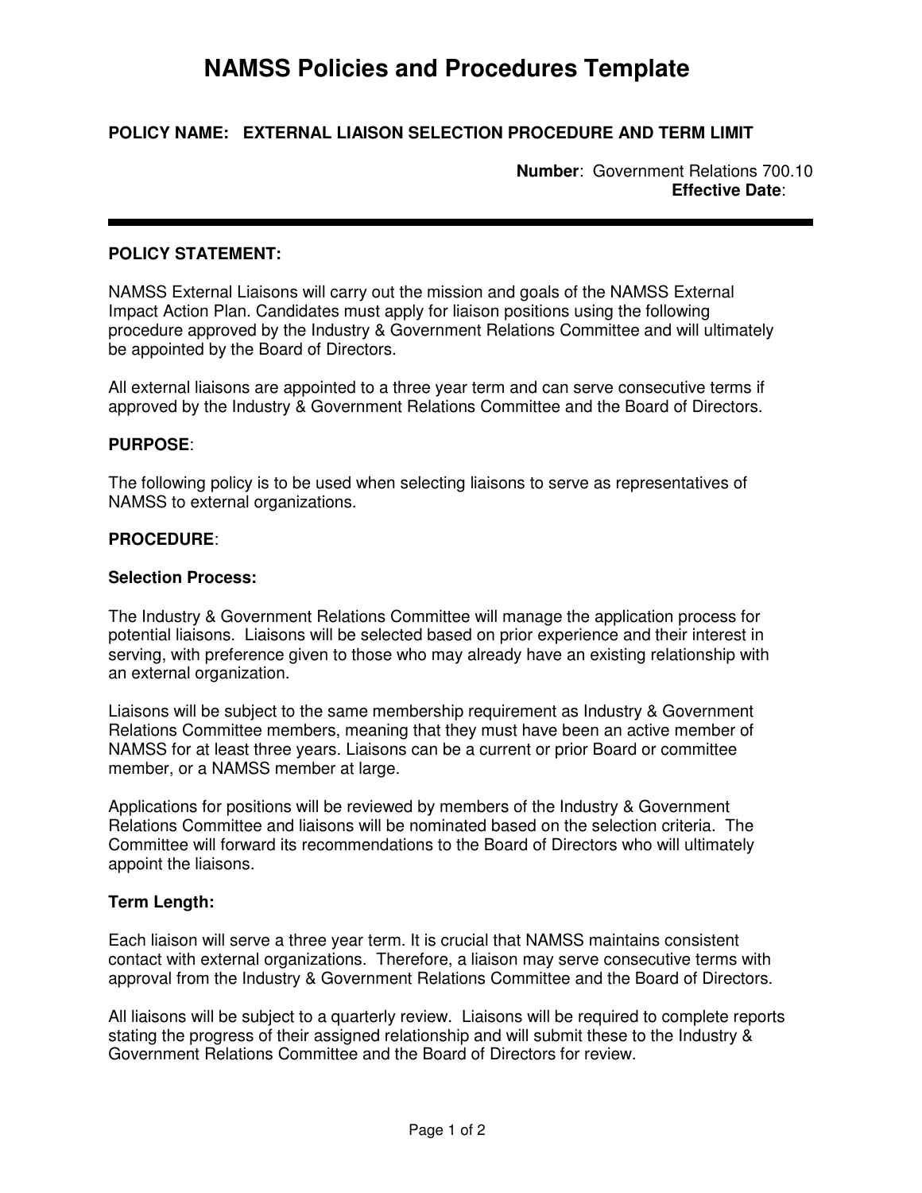# NAMSS Policies and Procedures Template

**POLICY NAME: EXTERNAL LIAISON SELECTION PROCEDURE AND TERM LIMIT**

**Number**: Government Relations 700.10
**Effective Date**:

---

**POLICY STATEMENT:**

NAMSS External Liaisons will carry out the mission and goals of the NAMSS External Impact Action Plan. Candidates must apply for liaison positions using the following procedure approved by the Industry & Government Relations Committee and will ultimately be appointed by the Board of Directors.

All external liaisons are appointed to a three year term and can serve consecutive terms if approved by the Industry & Government Relations Committee and the Board of Directors.

**PURPOSE**:

The following policy is to be used when selecting liaisons to serve as representatives of NAMSS to external organizations.

**PROCEDURE**:

**Selection Process:**

The Industry & Government Relations Committee will manage the application process for potential liaisons. Liaisons will be selected based on prior experience and their interest in serving, with preference given to those who may already have an existing relationship with an external organization.

Liaisons will be subject to the same membership requirement as Industry & Government Relations Committee members, meaning that they must have been an active member of NAMSS for at least three years. Liaisons can be a current or prior Board or committee member, or a NAMSS member at large.

Applications for positions will be reviewed by members of the Industry & Government Relations Committee and liaisons will be nominated based on the selection criteria. The Committee will forward its recommendations to the Board of Directors who will ultimately appoint the liaisons.

**Term Length:**

Each liaison will serve a three year term. It is crucial that NAMSS maintains consistent contact with external organizations. Therefore, a liaison may serve consecutive terms with approval from the Industry & Government Relations Committee and the Board of Directors.

All liaisons will be subject to a quarterly review. Liaisons will be required to complete reports stating the progress of their assigned relationship and will submit these to the Industry & Government Relations Committee and the Board of Directors for review.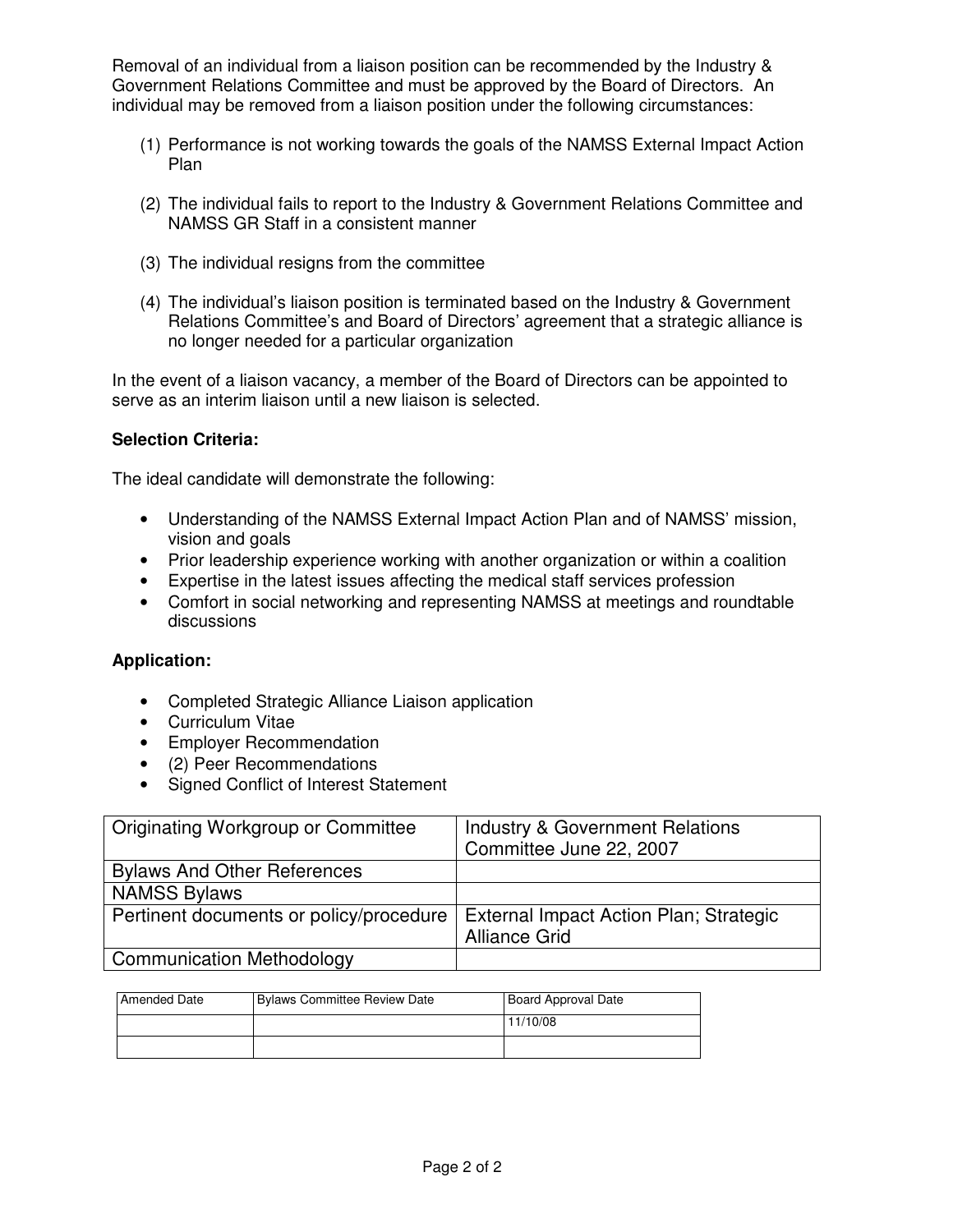Removal of an individual from a liaison position can be recommended by the Industry & Government Relations Committee and must be approved by the Board of Directors. An individual may be removed from a liaison position under the following circumstances:

(1) Performance is not working towards the goals of the NAMSS External Impact Action Plan

(2) The individual fails to report to the Industry & Government Relations Committee and NAMSS GR Staff in a consistent manner

(3) The individual resigns from the committee

(4) The individual's liaison position is terminated based on the Industry & Government Relations Committee's and Board of Directors' agreement that a strategic alliance is no longer needed for a particular organization

In the event of a liaison vacancy, a member of the Board of Directors can be appointed to serve as an interim liaison until a new liaison is selected.

**Selection Criteria:**

The ideal candidate will demonstrate the following:

- Understanding of the NAMSS External Impact Action Plan and of NAMSS' mission, vision and goals
- Prior leadership experience working with another organization or within a coalition
- Expertise in the latest issues affecting the medical staff services profession
- Comfort in social networking and representing NAMSS at meetings and roundtable discussions

**Application:**

- Completed Strategic Alliance Liaison application
- Curriculum Vitae
- Employer Recommendation
- (2) Peer Recommendations
- Signed Conflict of Interest Statement

| | |
|---|---|
| Originating Workgroup or Committee | Industry & Government Relations Committee June 22, 2007 |
| Bylaws And Other References | |
| NAMSS Bylaws | |
| Pertinent documents or policy/procedure | External Impact Action Plan; Strategic Alliance Grid |
| Communication Methodology | |

| Amended Date | Bylaws Committee Review Date | Board Approval Date |
|---|---|---|
| | | 11/10/08 |
| | | |